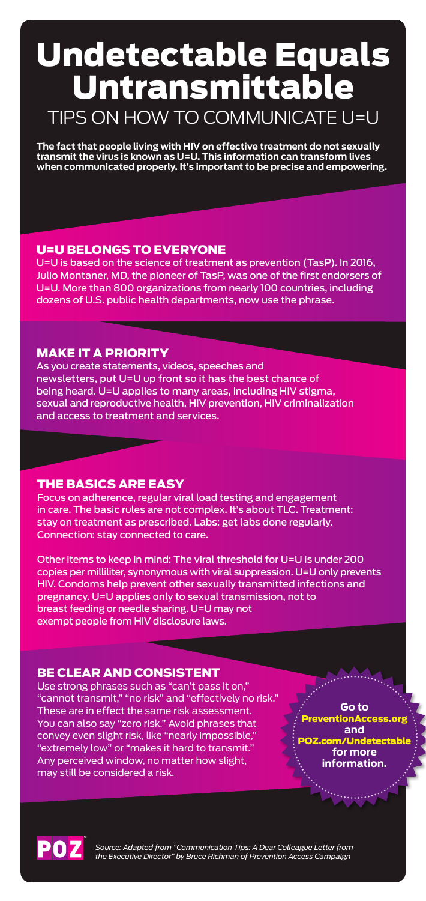# Undetectable Equals Untransmittable

## TIPS ON HOW TO COMMUNICATE U=U

**The fact that people living with HIV on effective treatment do not sexually transmit the virus is known as U=U. This information can transform lives when communicated properly. It's important to be precise and empowering.**

### U=U BELONGS TO EVERYONE

U=U is based on the science of treatment as prevention (TasP). In 2016, Julio Montaner, MD, the pioneer of TasP, was one of the first endorsers of U=U. More than 800 organizations from nearly 100 countries, including dozens of U.S. public health departments, now use the phrase.

### MAKE IT A PRIORITY

As you create statements, videos, speeches and newsletters, put U=U up front so it has the best chance of being heard. U=U applies to many areas, including HIV stigma, sexual and reproductive health, HIV prevention, HIV criminalization and access to treatment and services.

### THE BASICS ARE EASY

Focus on adherence, regular viral load testing and engagement in care. The basic rules are not complex. It's about TLC. Treatment: stay on treatment as prescribed. Labs: get labs done regularly. Connection: stay connected to care.

Other items to keep in mind: The viral threshold for U=U is under 200 copies per milliliter, synonymous with viral suppression. U=U only prevents HIV. Condoms help prevent other sexually transmitted infections and pregnancy. U=U applies only to sexual transmission, not to breast feeding or needle sharing. U=U may not exempt people from HIV disclosure laws.

### BE CLEAR AND CONSISTENT

Use strong phrases such as "can't pass it on," "cannot transmit," "no risk" and "effectively no risk." These are in effect the same risk assessment. You can also say "zero risk." Avoid phrases that convey even slight risk, like "nearly impossible," "extremely low" or "makes it hard to transmit." Any perceived window, no matter how slight, may still be considered a risk.

**Go to PreventionAccess.org and POZ.com/Undetectable for more information.**

POZ

*Source: Adapted from "Communication Tips: A Dear Colleague Letter from the Executive Director" by Bruce Richman of Prevention Access Campaign*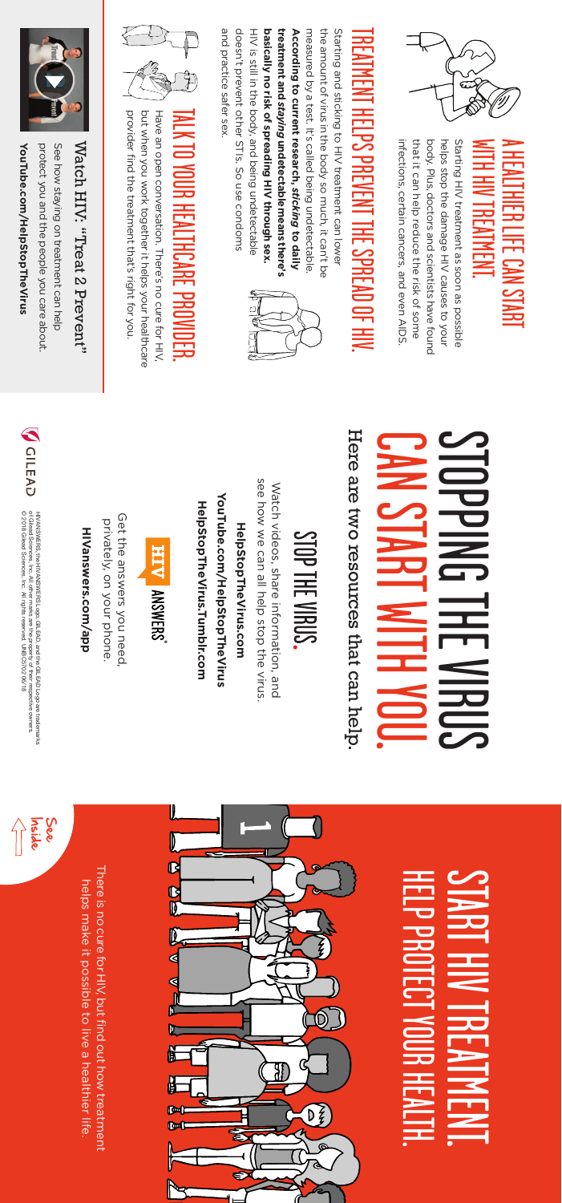# START HIV TREATMENT. HELP PROTECT YOUR HEALTH.

There is no cure for HIV, but find out how treatment helps make it possible to live a healthier life.

See Inside

# STOPPING THE VIRUS CAN START WITH YOU.

**Here are two resources that can help.**

## STOP THE VIRUS.

Watch videos, share information, and see how we can all help stop the virus.

**HelpStopTheVirus.com**
**YouTube.com/HelpStopTheVirus**
**HelpStopTheVirus.Tumblr.com**

## HIV ANSWERS®

Get the answers you need, privately, on your phone.

**HIVanswers.com/app**

GILEAD

HIVANSWERS, the HIVANSWERS Logo, GILEAD, and the GILEAD Logo are trademarks of Gilead Sciences, Inc. All other marks are the property of their respective owners. © 2018 Gilead Sciences, Inc. All rights reserved. UNBC0702 06/18

## A HEALTHIER LIFE CAN START WITH HIV TREATMENT.

Starting HIV treatment as soon as possible helps stop the damage HIV causes to your body. Plus, doctors and scientists have found that it can help reduce the risk of some infections, certain cancers, and even AIDS.

## TREATMENT HELPS PREVENT THE SPREAD OF HIV.

Starting and sticking to HIV treatment can lower the amount of virus in the body so much, it can't be measured by a test. It's called being undetectable. **According to current research, *sticking* to daily treatment and *staying* undetectable means there's basically no risk of spreading HIV through sex.** HIV is still in the body, and being undetectable doesn't prevent other STIs. So use condoms and practice safer sex.

## TALK TO YOUR HEALTHCARE PROVIDER.

Have an open conversation. There's no cure for HIV, but when you work together it helps your healthcare provider find the treatment that's right for you.

## Watch HIV: "Treat 2 Prevent"

See how staying on treatment can help protect you and the people you care about.

**YouTube.com/HelpStopTheVirus**